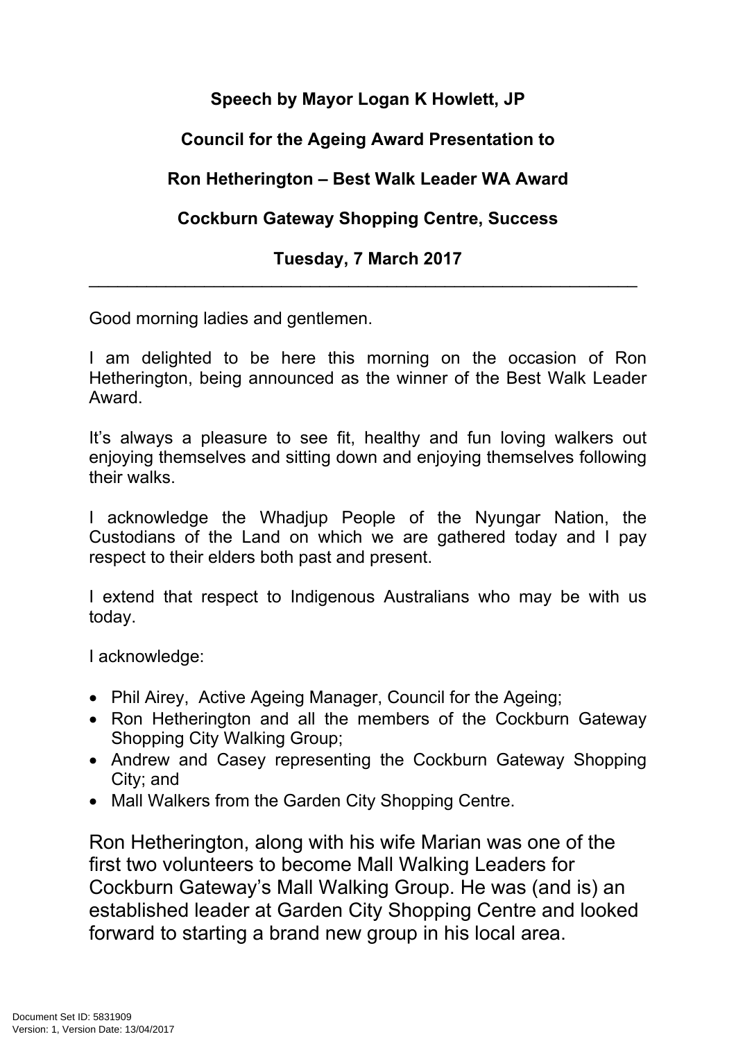**Speech by Mayor Logan K Howlett, JP**

**Council for the Ageing Award Presentation to**

**Ron Hetherington – Best Walk Leader WA Award**

**Cockburn Gateway Shopping Centre, Success**

**Tuesday, 7 March 2017**

---

Good morning ladies and gentlemen.

I am delighted to be here this morning on the occasion of Ron Hetherington, being announced as the winner of the Best Walk Leader Award.

It's always a pleasure to see fit, healthy and fun loving walkers out enjoying themselves and sitting down and enjoying themselves following their walks.

I acknowledge the Whadjup People of the Nyungar Nation, the Custodians of the Land on which we are gathered today and I pay respect to their elders both past and present.

I extend that respect to Indigenous Australians who may be with us today.

I acknowledge:

- Phil Airey, Active Ageing Manager, Council for the Ageing;
- Ron Hetherington and all the members of the Cockburn Gateway Shopping City Walking Group;
- Andrew and Casey representing the Cockburn Gateway Shopping City; and
- Mall Walkers from the Garden City Shopping Centre.

Ron Hetherington, along with his wife Marian was one of the first two volunteers to become Mall Walking Leaders for Cockburn Gateway's Mall Walking Group. He was (and is) an established leader at Garden City Shopping Centre and looked forward to starting a brand new group in his local area.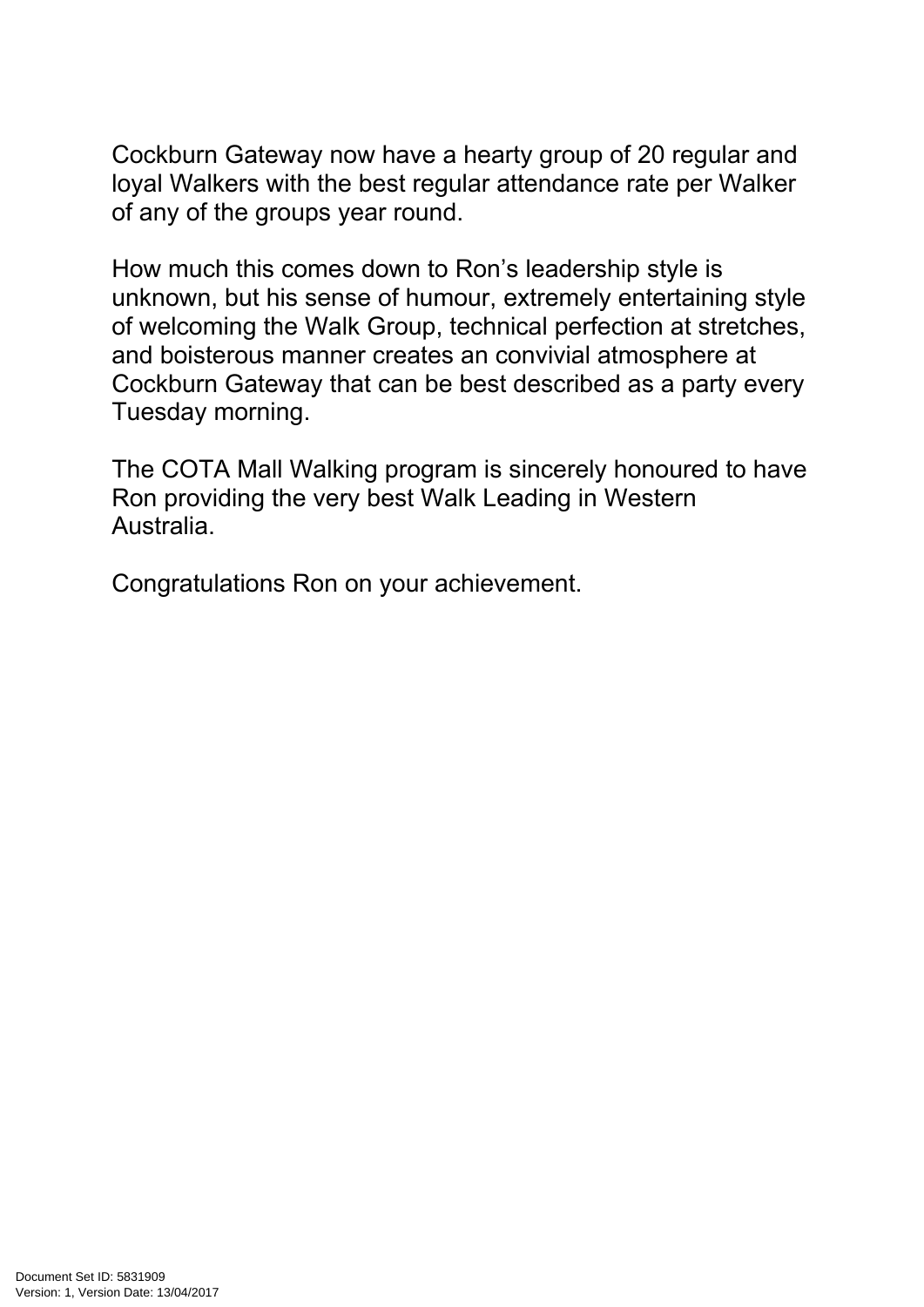Cockburn Gateway now have a hearty group of 20 regular and loyal Walkers with the best regular attendance rate per Walker of any of the groups year round.

How much this comes down to Ron's leadership style is unknown, but his sense of humour, extremely entertaining style of welcoming the Walk Group, technical perfection at stretches, and boisterous manner creates an convivial atmosphere at Cockburn Gateway that can be best described as a party every Tuesday morning.

The COTA Mall Walking program is sincerely honoured to have Ron providing the very best Walk Leading in Western Australia.

Congratulations Ron on your achievement.